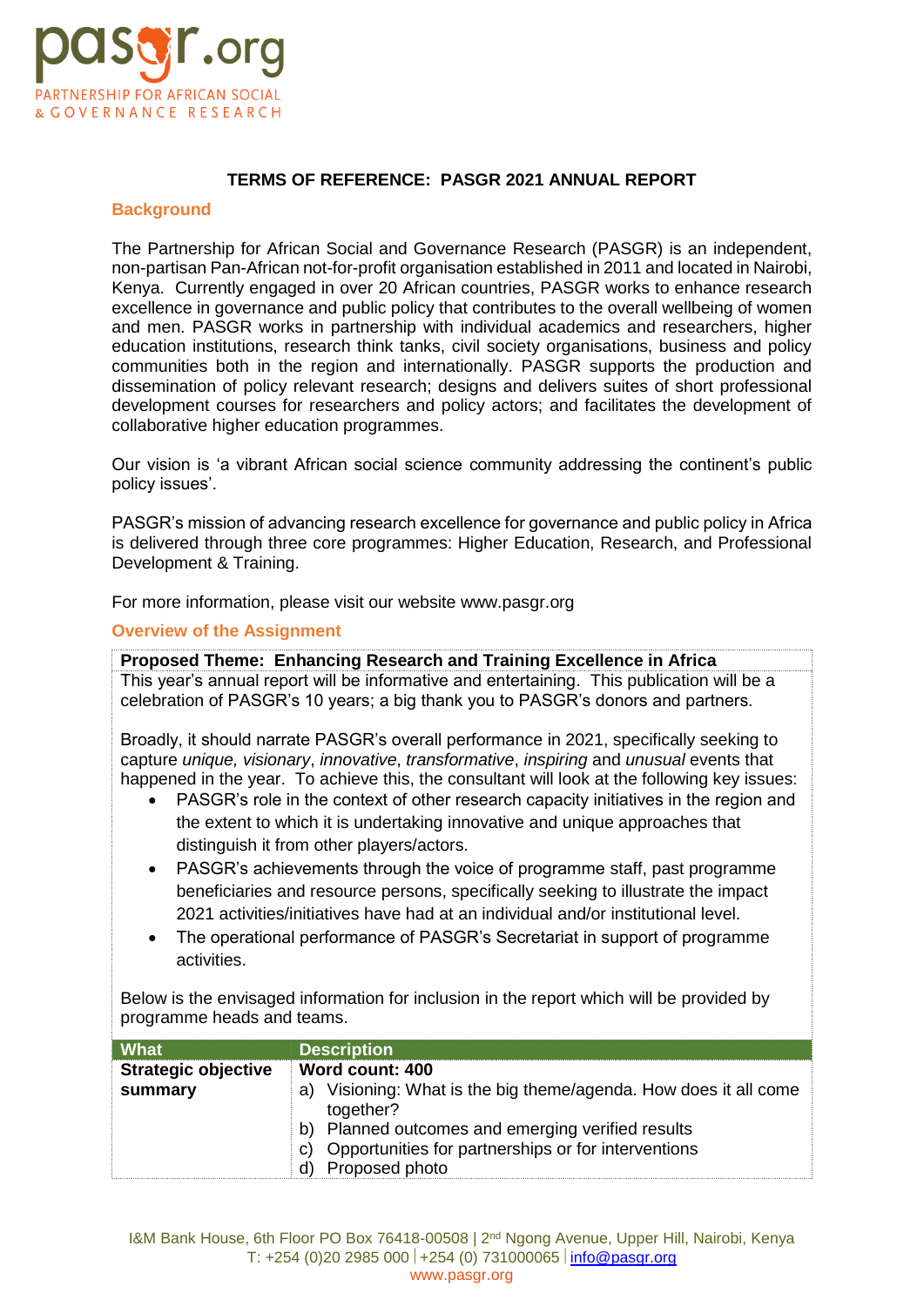**TERMS OF REFERENCE: PASGR 2021 ANNUAL REPORT**

## Background

The Partnership for African Social and Governance Research (PASGR) is an independent, non-partisan Pan-African not-for-profit organisation established in 2011 and located in Nairobi, Kenya. Currently engaged in over 20 African countries, PASGR works to enhance research excellence in governance and public policy that contributes to the overall wellbeing of women and men. PASGR works in partnership with individual academics and researchers, higher education institutions, research think tanks, civil society organisations, business and policy communities both in the region and internationally. PASGR supports the production and dissemination of policy relevant research; designs and delivers suites of short professional development courses for researchers and policy actors; and facilitates the development of collaborative higher education programmes.

Our vision is 'a vibrant African social science community addressing the continent's public policy issues'.

PASGR's mission of advancing research excellence for governance and public policy in Africa is delivered through three core programmes: Higher Education, Research, and Professional Development & Training.

For more information, please visit our website www.pasgr.org

## Overview of the Assignment

**Proposed Theme: Enhancing Research and Training Excellence in Africa**

This year's annual report will be informative and entertaining. This publication will be a celebration of PASGR's 10 years; a big thank you to PASGR's donors and partners.

Broadly, it should narrate PASGR's overall performance in 2021, specifically seeking to capture *unique, visionary*, *innovative*, *transformative*, *inspiring* and *unusual* events that happened in the year. To achieve this, the consultant will look at the following key issues:

- PASGR's role in the context of other research capacity initiatives in the region and the extent to which it is undertaking innovative and unique approaches that distinguish it from other players/actors.
- PASGR's achievements through the voice of programme staff, past programme beneficiaries and resource persons, specifically seeking to illustrate the impact 2021 activities/initiatives have had at an individual and/or institutional level.
- The operational performance of PASGR's Secretariat in support of programme activities.

Below is the envisaged information for inclusion in the report which will be provided by programme heads and teams.

| What | Description |
|---|---|
| **Strategic objective summary** | **Word count: 400**<br>a) Visioning: What is the big theme/agenda. How does it all come together?<br>b) Planned outcomes and emerging verified results<br>c) Opportunities for partnerships or for interventions<br>d) Proposed photo |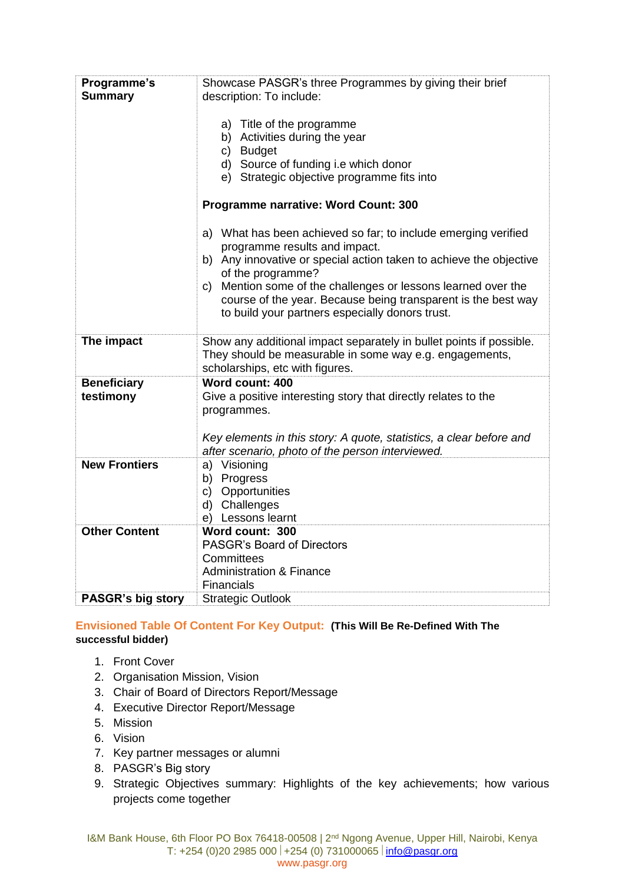| | |
|---|---|
| **Programme's Summary** | Showcase PASGR's three Programmes by giving their brief description: To include:<br><br>a) Title of the programme<br>b) Activities during the year<br>c) Budget<br>d) Source of funding i.e which donor<br>e) Strategic objective programme fits into<br><br>**Programme narrative: Word Count: 300**<br><br>a) What has been achieved so far; to include emerging verified programme results and impact.<br>b) Any innovative or special action taken to achieve the objective of the programme?<br>c) Mention some of the challenges or lessons learned over the course of the year. Because being transparent is the best way to build your partners especially donors trust. |
| **The impact** | Show any additional impact separately in bullet points if possible. They should be measurable in some way e.g. engagements, scholarships, etc with figures. |
| **Beneficiary testimony** | **Word count: 400**<br>Give a positive interesting story that directly relates to the programmes.<br><br>*Key elements in this story: A quote, statistics, a clear before and after scenario, photo of the person interviewed.* |
| **New Frontiers** | a) Visioning<br>b) Progress<br>c) Opportunities<br>d) Challenges<br>e) Lessons learnt |
| **Other Content** | **Word count: 300**<br>PASGR's Board of Directors<br>Committees<br>Administration & Finance<br>Financials |
| **PASGR's big story** | Strategic Outlook |

**Envisioned Table Of Content For Key Output: (This Will Be Re-Defined With The successful bidder)**

1. Front Cover
2. Organisation Mission, Vision
3. Chair of Board of Directors Report/Message
4. Executive Director Report/Message
5. Mission
6. Vision
7. Key partner messages or alumni
8. PASGR's Big story
9. Strategic Objectives summary: Highlights of the key achievements; how various projects come together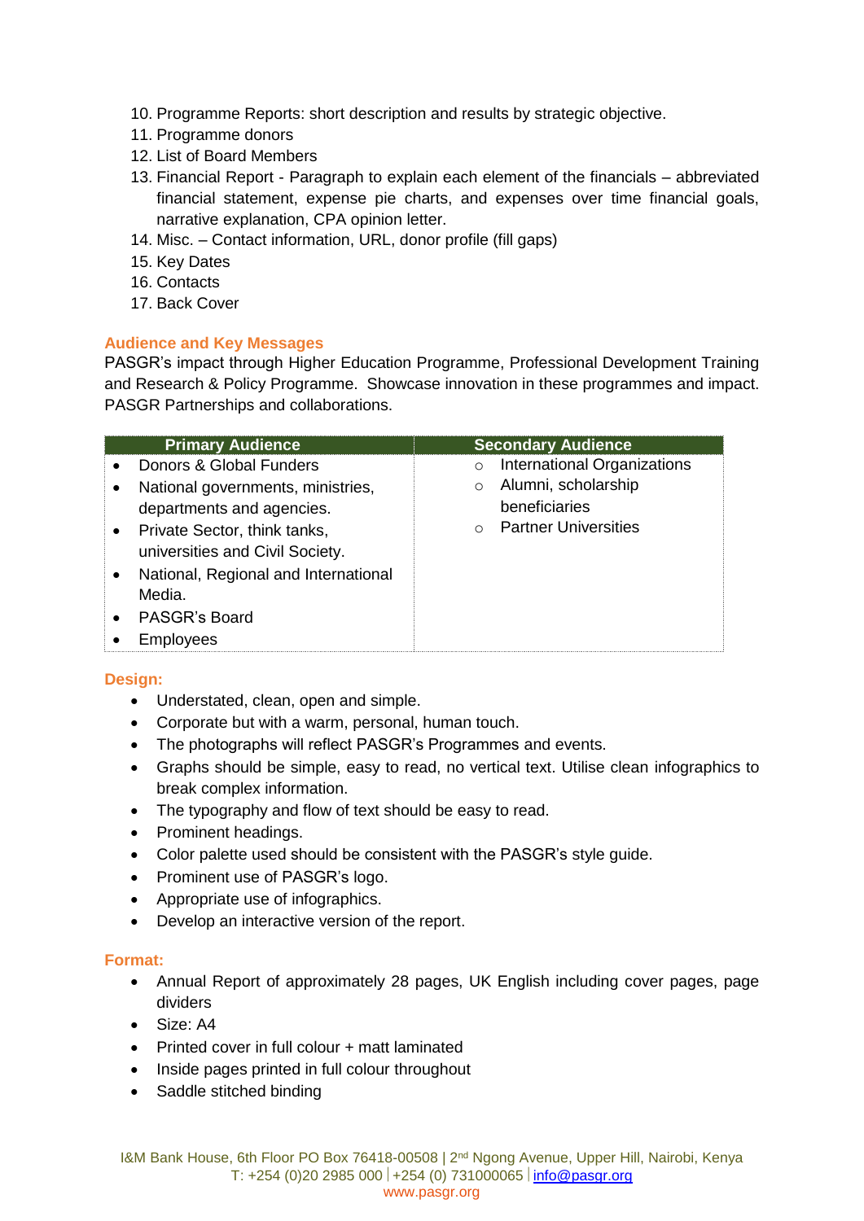10. Programme Reports: short description and results by strategic objective.
11. Programme donors
12. List of Board Members
13. Financial Report - Paragraph to explain each element of the financials – abbreviated financial statement, expense pie charts, and expenses over time financial goals, narrative explanation, CPA opinion letter.
14. Misc. – Contact information, URL, donor profile (fill gaps)
15. Key Dates
16. Contacts
17. Back Cover

## Audience and Key Messages

PASGR's impact through Higher Education Programme, Professional Development Training and Research & Policy Programme. Showcase innovation in these programmes and impact. PASGR Partnerships and collaborations.

| Primary Audience | Secondary Audience |
|---|---|
| • Donors & Global Funders<br>• National governments, ministries, departments and agencies.<br>• Private Sector, think tanks, universities and Civil Society.<br>• National, Regional and International Media.<br>• PASGR's Board<br>• Employees | ○ International Organizations<br>○ Alumni, scholarship beneficiaries<br>○ Partner Universities |

## Design:

- Understated, clean, open and simple.
- Corporate but with a warm, personal, human touch.
- The photographs will reflect PASGR's Programmes and events.
- Graphs should be simple, easy to read, no vertical text. Utilise clean infographics to break complex information.
- The typography and flow of text should be easy to read.
- Prominent headings.
- Color palette used should be consistent with the PASGR's style guide.
- Prominent use of PASGR's logo.
- Appropriate use of infographics.
- Develop an interactive version of the report.

## Format:

- Annual Report of approximately 28 pages, UK English including cover pages, page dividers
- Size: A4
- Printed cover in full colour + matt laminated
- Inside pages printed in full colour throughout
- Saddle stitched binding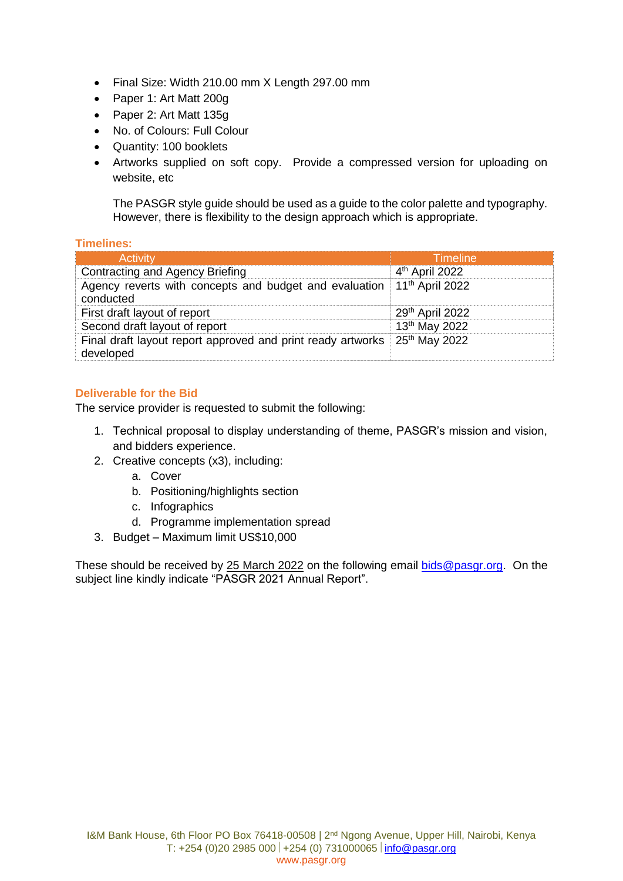- Final Size: Width 210.00 mm X Length 297.00 mm
- Paper 1: Art Matt 200g
- Paper 2: Art Matt 135g
- No. of Colours: Full Colour
- Quantity: 100 booklets
- Artworks supplied on soft copy. Provide a compressed version for uploading on website, etc

  The PASGR style guide should be used as a guide to the color palette and typography. However, there is flexibility to the design approach which is appropriate.

### Timelines:

| Activity | Timeline |
|---|---|
| Contracting and Agency Briefing | 4th April 2022 |
| Agency reverts with concepts and budget and evaluation conducted | 11th April 2022 |
| First draft layout of report | 29th April 2022 |
| Second draft layout of report | 13th May 2022 |
| Final draft layout report approved and print ready artworks developed | 25th May 2022 |

### Deliverable for the Bid

The service provider is requested to submit the following:

1. Technical proposal to display understanding of theme, PASGR's mission and vision, and bidders experience.
2. Creative concepts (x3), including:
   a. Cover
   b. Positioning/highlights section
   c. Infographics
   d. Programme implementation spread
3. Budget – Maximum limit US$10,000

These should be received by 25 March 2022 on the following email bids@pasgr.org. On the subject line kindly indicate "PASGR 2021 Annual Report".